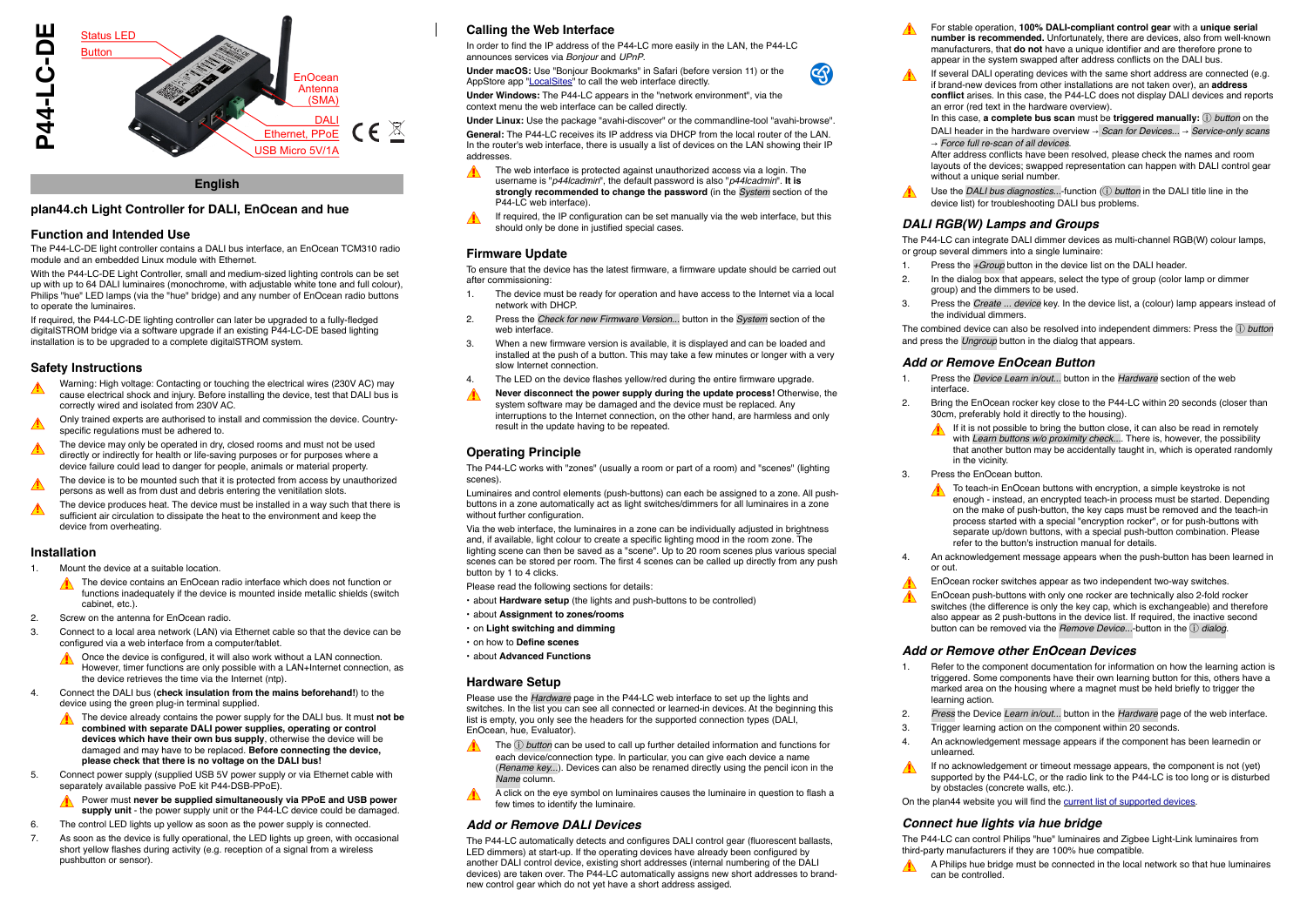# P44-LC-DE

Status LED
Button
EnOcean Antenna (SMA)
DALI
Ethernet, PPoE
USB Micro 5V/1A

**English**

## plan44.ch Light Controller for DALI, EnOcean and hue

### Function and Intended Use

The P44-LC-DE light controller contains a DALI bus interface, an EnOcean TCM310 radio module and an embedded Linux module with Ethernet.

With the P44-LC-DE Light Controller, small and medium-sized lighting controls can be set up with up to 64 DALI luminaires (monochrome, with adjustable white tone and full colour), Philips "hue" LED lamps (via the "hue" bridge) and any number of EnOcean radio buttons to operate the luminaires.

If required, the P44-LC-DE lighting controller can later be upgraded to a fully-fledged digitalSTROM bridge via a software upgrade if an existing P44-LC-DE based lighting installation is to be upgraded to a complete digitalSTROM system.

### Safety Instructions

- ⚠ Warning: High voltage: Contacting or touching the electrical wires (230V AC) may cause electrical shock and injury. Before installing the device, test that DALI bus is correctly wired and isolated from 230V AC.
- ⚠ Only trained experts are authorised to install and commission the device. Country-specific regulations must be adhered to.
- ⚠ The device may only be operated in dry, closed rooms and must not be used directly or indirectly for health or life-saving purposes or for purposes where a device failure could lead to danger for people, animals or material property.
- ⚠ The device is to be mounted such that it is protected from access by unauthorized persons as well as from dust and debris entering the venitilation slots.
- ⚠ The device produces heat. The device must be installed in a way such that there is sufficient air circulation to dissipate the heat to the environment and keep the device from overheating.

### Installation

1. Mount the device at a suitable location.

   ⚠ The device contains an EnOcean radio interface which does not function or functions inadequately if the device is mounted inside metallic shields (switch cabinet, etc.).
2. Screw on the antenna for EnOcean radio.
3. Connect to a local area network (LAN) via Ethernet cable so that the device can be configured via a web interface from a computer/tablet.

   ⚠ Once the device is configured, it will also work without a LAN connection. However, timer functions are only possible with a LAN+Internet connection, as the device retrieves the time via the Internet (ntp).
4. Connect the DALI bus (**check insulation from the mains beforehand!**) to the device using the green plug-in terminal supplied.

   ⚠ The device already contains the power supply for the DALI bus. It must **not be combined with separate DALI power supplies, operating or control devices which have their own bus supply**, otherwise the device will be damaged and may have to be replaced. **Before connecting the device, please check that there is no voltage on the DALI bus!**
5. Connect power supply (supplied USB 5V power supply or via Ethernet cable with separately available passive PoE kit P44-DSB-PPoE).

   ⚠ Power must **never be supplied simultaneously via PPoE and USB power supply** - the power supply unit or the P44-LC device could be damaged.
6. The control LED lights up yellow as soon as the power supply is connected.
7. As soon as the device is fully operational, the LED lights up green, with occasional short yellow flashes during activity (e.g. reception of a signal from a wireless pushbutton or sensor).

### Calling the Web Interface

In order to find the IP address of the P44-LC more easily in the LAN, the P44-LC announces services via *Bonjour* and *UPnP*.

**Under macOS:** Use "Bonjour Bookmarks" in Safari (before version 11) or the AppStore app "LocalSites" to call the web interface directly.

**Under Windows:** The P44-LC appears in the "network environment", via the context menu the web interface can be called directly.

**Under Linux:** Use the package "avahi-discover" or the commandline-tool "avahi-browse".

**General:** The P44-LC receives its IP address via DHCP from the local router of the LAN. In the router's web interface, there is usually a list of devices on the LAN showing their IP addresses.

- ⚠ The web interface is protected against unauthorized access via a login. The username is "*p44lcadmin*", the default password is also "*p44lcadmin*". **It is strongly recommended to change the password** (in the *System* section of the P44-LC web interface).
- ⚠ If required, the IP configuration can be set manually via the web interface, but this should only be done in justified special cases.

### Firmware Update

To ensure that the device has the latest firmware, a firmware update should be carried out after commissioning:

1. The device must be ready for operation and have access to the Internet via a local network with DHCP.
2. Press the *Check for new Firmware Version...* button in the *System* section of the web interface.
3. When a new firmware version is available, it is displayed and can be loaded and installed at the push of a button. This may take a few minutes or longer with a very slow Internet connection.
4. The LED on the device flashes yellow/red during the entire firmware upgrade.

⚠ **Never disconnect the power supply during the update process!** Otherwise, the system software may be damaged and the device must be replaced. Any interruptions to the Internet connection, on the other hand, are harmless and only result in the update having to be repeated.

### Operating Principle

The P44-LC works with "zones" (usually a room or part of a room) and "scenes" (lighting scenes).

Luminaires and control elements (push-buttons) can each be assigned to a zone. All push-buttons in a zone automatically act as light switches/dimmers for all luminaires in a zone without further configuration.

Via the web interface, the luminaires in a zone can be individually adjusted in brightness and, if available, light colour to create a specific lighting mood in the room zone. The lighting scene can then be saved as a "scene". Up to 20 room scenes plus various special scenes can be stored per room. The first 4 scenes can be called up directly from any push button by 1 to 4 clicks.

Please read the following sections for details:

- about **Hardware setup** (the lights and push-buttons to be controlled)
- about **Assignment to zones/rooms**
- on **Light switching and dimming**
- on how to **Define scenes**
- about **Advanced Functions**

### Hardware Setup

Please use the *Hardware* page in the P44-LC web interface to set up the lights and switches. In the list you can see all connected or learned-in devices. At the beginning this list is empty, you only see the headers for the supported connection types (DALI, EnOcean, hue, Evaluator).

- ⚠ The ⓘ *button* can be used to call up further detailed information and functions for each device/connection type. In particular, you can give each device a name (*Rename key...*). Devices can also be renamed directly using the pencil icon in the *Name* column.
- ⚠ A click on the eye symbol on luminaires causes the luminaire in question to flash a few times to identify the luminaire.

### *Add or Remove DALI Devices*

The P44-LC automatically detects and configures DALI control gear (fluorescent ballasts, LED dimmers) at start-up. If the operating devices have already been configured by another DALI control device, existing short addresses (internal numbering of the DALI devices) are taken over. The P44-LC automatically assigns new short addresses to brand-new control gear which do not yet have a short address assiged.

- ⚠ For stable operation, **100% DALI-compliant control gear** with a **unique serial number is recommended.** Unfortunately, there are devices, also from well-known manufacturers, that **do not** have a unique identifier and are therefore prone to appear in the system swapped after address conflicts on the DALI bus.
- ⚠ If several DALI operating devices with the same short address are connected (e.g. if brand-new devices from other installations are not taken over), an **address conflict** arises. In this case, the P44-LC does not display DALI devices and reports an error (red text in the hardware overview).

  In this case, **a complete bus scan** must be **triggered manually:** ⓘ *button* on the DALI header in the hardware overview → *Scan for Devices...* → *Service-only scans* → *Force full re-scan of all devices*.

  After address conflicts have been resolved, please check the names and room layouts of the devices; swapped representation can happen with DALI control gear without a unique serial number.
- ⚠ Use the *DALI bus diagnostics...*-function (ⓘ *button* in the DALI title line in the device list) for troubleshooting DALI bus problems.

### *DALI RGB(W) Lamps and Groups*

The P44-LC can integrate DALI dimmer devices as multi-channel RGB(W) colour lamps, or group several dimmers into a single luminaire:

1. Press the *+Group* button in the device list on the DALI header.
2. In the dialog box that appears, select the type of group (color lamp or dimmer group) and the dimmers to be used.
3. Press the *Create ... device* key. In the device list, a (colour) lamp appears instead of the individual dimmers.

The combined device can also be resolved into independent dimmers: Press the ⓘ *button* and press the *Ungroup* button in the dialog that appears.

### *Add or Remove EnOcean Button*

1. Press the *Device Learn in/out...* button in the *Hardware* section of the web interface.
2. Bring the EnOcean rocker key close to the P44-LC within 20 seconds (closer than 30cm, preferably hold it directly to the housing).

   ⚠ If it is not possible to bring the button close, it can also be read in remotely with *Learn buttons w/o proximity check...*. There is, however, the possibility that another button may be accidentally taught in, which is operated randomly in the vicinity.
3. Press the EnOcean button.

   ⚠ To teach-in EnOcean buttons with encryption, a simple keystroke is not enough - instead, an encrypted teach-in process must be started. Depending on the make of push-button, the key caps must be removed and the teach-in process started with a special "encryption rocker", or for push-buttons with separate up/down buttons, with a special push-button combination. Please refer to the button's instruction manual for details.
4. An acknowledgement message appears when the push-button has been learned in or out.

- ⚠ EnOcean rocker switches appear as two independent two-way switches.
- ⚠ EnOcean push-buttons with only one rocker are technically also 2-fold rocker switches (the difference is only the key cap, which is exchangeable) and therefore also appear as 2 push-buttons in the device list. If required, the inactive second button can be removed via the *Remove Device...*-button in the ⓘ *dialog*.

### *Add or Remove other EnOcean Devices*

1. Refer to the component documentation for information on how the learning action is triggered. Some components have their own learning button for this, others have a marked area on the housing where a magnet must be held briefly to trigger the learning action.
2. *Press* the *Device Learn in/out...* button in the *Hardware* page of the web interface.
3. Trigger learning action on the component within 20 seconds.
4. An acknowledgement message appears if the component has been learnedin or unlearned.

⚠ If no acknowledgement or timeout message appears, the component is not (yet) supported by the P44-LC, or the radio link to the P44-LC is too long or is disturbed by obstacles (concrete walls, etc.).

On the plan44 website you will find the current list of supported devices.

### *Connect hue lights via hue bridge*

The P44-LC can control Philips "hue" luminaires and Zigbee Light-Link luminaires from third-party manufacturers if they are 100% hue compatible.

⚠ A Philips hue bridge must be connected in the local network so that hue luminaires can be controlled.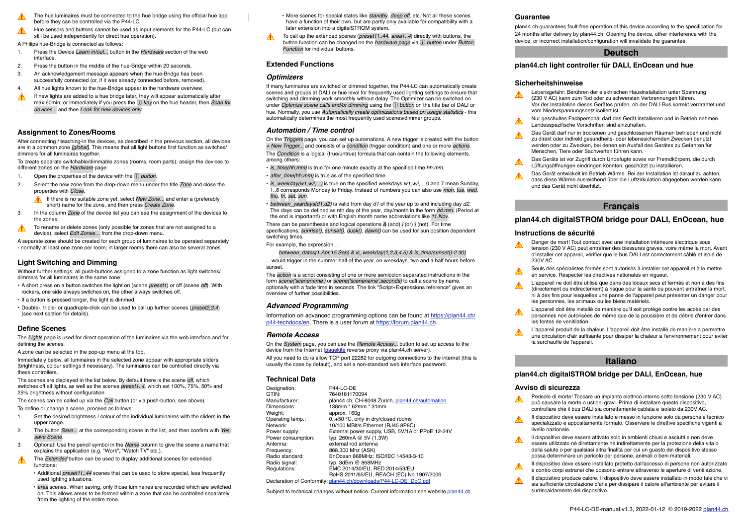⚠ The hue luminaires must be connected to the hue bridge using the official hue app before they can be controlled via the P44-LC.

⚠ Hue sensors and buttons cannot be used as input elements for the P44-LC (but can still be used independently for direct hue operation).

A Philips hue-Bridge is connected as follows:

1. Press the Device *Learn in/out...* button in the *Hardware* section of the web interface.
2. Press the button in the middle of the hue-Bridge within 20 seconds.
3. An acknowledgement message appears when the hue-Bridge has been successfully connected (or, if it was already connected before, removed).
4. All hue lights known to the hue-Bridge appear in the hardware overview.

⚠ If new lights are added to a hue bridge later, they will appear automatically after max 60min, or immediately if you press the ⓘ *key* on the hue header, then *Scan for devices...* and then *Look for new devices only*.

## Assignment to Zones/Rooms

After connecting / teaching-in the devices, as described in the previous section, all devices are in a common zone *[global]*. This means that all light buttons first function as switches/dimmers for all luminaires together.

To create separate switchable/dimmable zones (rooms, room parts), assign the devices to different zones on the *Hardware* page:

1. Open the properties of the device with the ⓘ *button*.
2. Select the new zone from the drop-down menu under the title *Zone* and close the properties with *Close*.

   ⚠ If there is no suitable zone yet, select *New Zone...* and enter a (preferably short) name for the zone, and then press *Create Zone*.
3. In the column *Zone* of the device list you can see the assignment of the devices to the zones.

⚠ To rename or delete zones (only possible for zones that are not assigned to a device), select *Edit Zones...* from the drop-down menu.

A separate zone should be created for each group of luminaires to be operated separately - normally at least one zone per room; in larger rooms there can also be several zones.

## Light Switching and Dimming

Without further settings, all push-buttons assigned to a zone function as light switches/dimmers for all luminaires in the same zone:

- A short press on a button switches the light on (scene *preset1*) or off (scene *off*). With rockers, one side always switches on, the other always switches off.
- If a button is pressed longer, the light is dimmed.
- Double-, triple- or quadruple-click can be used to call up further scenes (*preset2,3,4*) (see next section for details).

## Define Scenes

The *Lights* page is used for direct operation of the luminaires via the web interface and for defining the scenes.

A zone can be selected in the pop-up menu at the top.

Immediately below, all luminaires in the selected zone appear with appropriate sliders (brightness, colour settings if necessary). The luminaires can be controlled directly via these controllers.

The scenes are displayed in the list below. By default there is the scene *off*, which switches off all lights, as well as the scenes *preset1..4*, which set 100%, 75%, 50% and 25% brightness without configuration.

The scenes can be called up via the *Call* button (or via push-button, see above).

To define or change a scene, proceed as follows:

1. Set the desired brightness / colour of the individual luminaires with the sliders in the upper range.
2. The button *Save...* at the corresponding scene in the list, and then confirm with *Yes, save Scene*.
3. Optional: Use the pencil symbol in the *Name* column to give the scene a name that explains the application (e.g. "Work", "Watch TV" etc.).

⚠ The *Extended* button can be used to display additional scenes for extended functions:

- Additional *preset11..44* scenes that can be used to store special, less frequently used lighting situations.
- *area* scenes. When saving, only those luminaires are recorded which are switched on. This allows areas to be formed within a zone that can be controlled separately from the lighting of the entire zone.
- More scenes for special states like *standby*, *deep off*, etc. Not all these scenes have a function of their own, but are partly only available for compatibility with a later extension into a digitalSTROM system.

⚠ To call up the extended scenes (*preset11..44*, *area1..4*) directly with buttons, the button function can be changed on the *hardware page* via ⓘ *button* under *Button Function* for individual buttons.

## Extended Functions

### Optimizers

If many luminaires are switched or dimmed together, the P44-LC can automatically create scenes and groups at DALI or hue level for frequently used lighting settings to ensure that switching and dimming work smoothly without delay. The Optimizer can be switched on under *Optimize scene calls and/or dimming* using the ⓘ *button* on the title bar of DALI or hue. Normally, you use *Automatically create optimizations based on usage statistics* - this automatically determines the most frequently used scenes/dimmer groups.

### Automation / Time control

On the *Triggers* page, you can set up automations. A new trigger is created with the button *+ New Trigger...* and consists of a *condition* (trigger condition) and one or more *actions*.

The *Condition* is a logical (true/untrue) formula that can contain the following elements, among others:

- *is_time(hh:mm)* is true for one minute exactly at the specified time *hh:mm*.
- *after_time(hh:mm)* is true as of the specified time
- *is_weekday(w1,w2,...)* is true on the specified weekdays *w1,w2*,... 0 and 7 mean Sunday, 1..6 corresponds Monday to Friday. Instead of numbers you can also use *mon*, *tue*, *wed*, *thu*, *fri*, *sat*, *sun*.
- *between_yeardays(d1,d2)* is valid from day *d1* of the year up to and including day *d2*. The days can be defined as nth day of the year, day/month in the form *dd.mm.* (Period at the end is important!) or with English month name abbreviations like *11.Nov*.

There can be parentheses and logical operations *&* (and) */* (or) *!* (not). For time specifications, *sunrise()*, *sunset()*, *dusk()*, *dawn()* can be used for sun position dependent switching times.

For example, the expression…

*between_dates(1.Apr,15.Sep) & is_weekday(1,2,3,4,5) & is_time(sunset()-2:30)*

…would trigger in the summer half of the year, on weekdays, two and a half hours before sunset.

The *action* is a script consisting of one or more semicolon separated instructions in the form *scene('scenename')* or *scene('scenename',seconds)* to call a scene by name, optionally with a fade time in seconds. The link "Script+Expressions reference" gives an overview of further possibilities.

### Advanced Programming

Information on advanced programming options can be found at https://plan44.ch/p44-techdocs/en. There is a user forum at https://forum.plan44.ch.

### Remote Access

On the *System* page, you can use the *Remote Access...* button to set up access to the device from the Internet (pagekite reverse proxy via plan44.ch server).

All you need to do is allow TCP port 22282 for outgoing connections to the internet (this is usually the case by default), and set a non-standard web interface password.

## Technical Data

| | |
|---|---|
| Designation: | P44-LC-DE |
| GTIN: | 7640161170094 |
| Manufacturer: | plan44.ch, CH-8048 Zurich, plan44.ch/automation |
| Dimensions: | 138mm * 62mm * 31mm |
| Weight: | approx. 160g |
| Operating temp.: | 0..+50 °C, only in dry/closed rooms |
| Network: | 10/100 MBit/s Ethernet (RJ45 8P8C) |
| Power supply: | External power supply, USB, 5V/1A or PPoE 12-24V |
| Power consumption: | typ. 260mA @ 5V (1.3W) |
| Antenna: | external rod antenna |
| Frequency: | 868.300 Mhz (ASK) |
| Radio standard: | EnOcean 868MHz: ISO/IEC 14543-3-10 |
| Radio signal: | typ. 3dBm @ 868MHz |
| Regulations: | EMC 2014/30/EU, RED 2014/53/EU, RoHS 2011/65/EU, REACH (EC) No 1907/2006 |

Declaration of Conformity: plan44.ch/downloads/P44-LC-DE_DoC.pdf

Subject to technical changes without notice. Current information see website plan44.ch

## Guarantee

plan44.ch guarantees fault-free operation of this device according to the specification for 24 months after delivery by plan44.ch. Opening the device, other interference with the device, or incorrect installation/configuration will invalidate the guarantee.

# Deutsch

## plan44.ch light controller für DALI, EnOcean und hue

### Sicherheitshinweise

⚠ Lebensgefahr: Berühren der elektrischen Hausinstallation unter Spannung (230 V AC) kann zum Tod oder zu schwersten Verbrennungen führen. Vor der Installation dieses Gerätes prüfen, ob der DALI Bus korrekt verdrahtet und vom Niederspannungsnetz isoliert ist.

⚠ Nur geschultes Fachpersonal darf das Gerät installieren und in Betrieb nehmen. Landesspezifische Vorschriften sind einzuhalten.

⚠ Das Gerät darf nur in trockenen und geschlossenen Räumen betrieben und nicht zu direkt oder indirekt gesundheits- oder lebenssichernden Zwecken benutzt werden oder zu Zwecken, bei denen ein Ausfall des Gerätes zu Gefahren für Menschen, Tiere oder Sachwerten führen kann.

⚠ Das Geräts ist vor Zugriff durch Unbefugte sowie vor Fremdkörpern, die durch Lüftungsöffnungen eindringen könnten, geschützt zu installieren.

⚠ Das Gerät entwickelt im Betrieb Wärme. Bei der Installation ist darauf zu achten, dass diese Wärme ausreichend über die Luftzirkulation abgegeben werden kann und das Gerät nicht überhitzt.

# Français

## plan44.ch digitalSTROM bridge pour DALI, EnOcean, hue

### Instructions de sécurité

⚠ Danger de mort! Tout contact avec une installation intérieure électrique sous tension (230 V AC) peut entraîner des blessures graves, voire même la mort. Avant d'installer cet appareil, vérifier que le bus DALI est correctement câblé et isolé de 230V AC.

⚠ Seuls des spécialistes formés sont autorisés à installer cet appareil et à le mettre en service. Respecter les directives nationales en vigueur.

⚠ L'appareil ne doit être utilisé que dans des locaux secs et fermés et non à des fins (directement ou indirectement) à risque pour la santé ou pouvant entraîner la mort, ni à des fins pour lesquelles une panne de l'appareil peut présenter un danger pour les personnes, les animaux ou les biens matériels.

⚠ L'appareil doit être installé de manière qu'il soit protégé contre les accès par des personnes non autorisées de même que de la poussière et de débris d'entrer dans les fentes de venitilation.

⚠ L'appareil produit de la chaleur. L'appareil doit être installé de manière à permettre une circulation d'air suffisante pour dissiper la chaleur à l'environnement pour eviter la surchauffe de l'appareil.

# Italiano

## plan44.ch digitalSTROM bridge per DALI, EnOcean, hue

### Avviso di sicurezza

⚠ Pericolo di morte! Toccare un impianto elettrico interno sotto tensione (230 V AC) può causare la morte o ustioni gravi. Prima di installare questo dispositivo, controllare che il bus DALI sia correttamente cablata e isolato da 230V AC.

⚠ Il dispositivo deve essere installato e messo in funzione solo da personale tecnico specializzato e appositamente formato. Osservare le direttive specifiche vigenti a livello nazionale.

⚠ il dispositivo deve essere attivato solo in ambienti chiusi e asciutti e non deve essere utilizzato né direttamente né indirettamente per la protezione della vita o della salute o per qualsiasi altra finalità per cui un guasto del dispositivo stesso possa determinare un pericolo per persone, animali o beni materiali.

⚠ Il dispositivo deve essere installato protetto dall'accesso di persone non autorizzate e contro corpi estranei che possono entrare attraverso le aperture di ventilazione.

⚠ Il dispositivo produce calore. Il dispositivo deve essere installato in modo tale che vi sia sufficiente circolazione d'aria per dissipare il calore all'ambiente per evitare il surriscaldamento del dispositivo.

P44-LC-DE-manual v1.3, 2022-01-12 © 2019-2022 plan44.ch